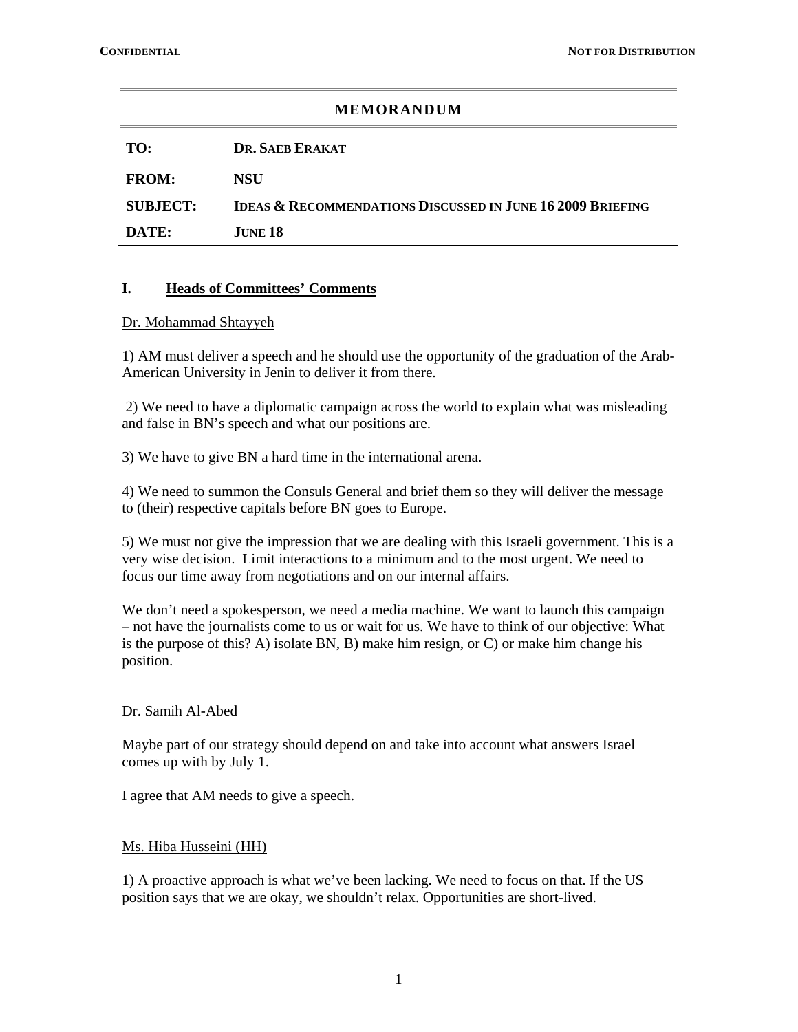CONFIDENTIAL NOT FOR DISTRIBUTION

## MEMORANDUM

| | |
|---|---|
| **TO:** | **DR. SAEB ERAKAT** |
| **FROM:** | **NSU** |
| **SUBJECT:** | **IDEAS & RECOMMENDATIONS DISCUSSED IN JUNE 16 2009 BRIEFING** |
| **DATE:** | **JUNE 18** |

## I. Heads of Committees' Comments

Dr. Mohammad Shtayyeh

1) AM must deliver a speech and he should use the opportunity of the graduation of the Arab-American University in Jenin to deliver it from there.

2) We need to have a diplomatic campaign across the world to explain what was misleading and false in BN's speech and what our positions are.

3) We have to give BN a hard time in the international arena.

4) We need to summon the Consuls General and brief them so they will deliver the message to (their) respective capitals before BN goes to Europe.

5) We must not give the impression that we are dealing with this Israeli government. This is a very wise decision. Limit interactions to a minimum and to the most urgent. We need to focus our time away from negotiations and on our internal affairs.

We don't need a spokesperson, we need a media machine. We want to launch this campaign – not have the journalists come to us or wait for us. We have to think of our objective: What is the purpose of this? A) isolate BN, B) make him resign, or C) or make him change his position.

Dr. Samih Al-Abed

Maybe part of our strategy should depend on and take into account what answers Israel comes up with by July 1.

I agree that AM needs to give a speech.

Ms. Hiba Husseini (HH)

1) A proactive approach is what we've been lacking. We need to focus on that. If the US position says that we are okay, we shouldn't relax. Opportunities are short-lived.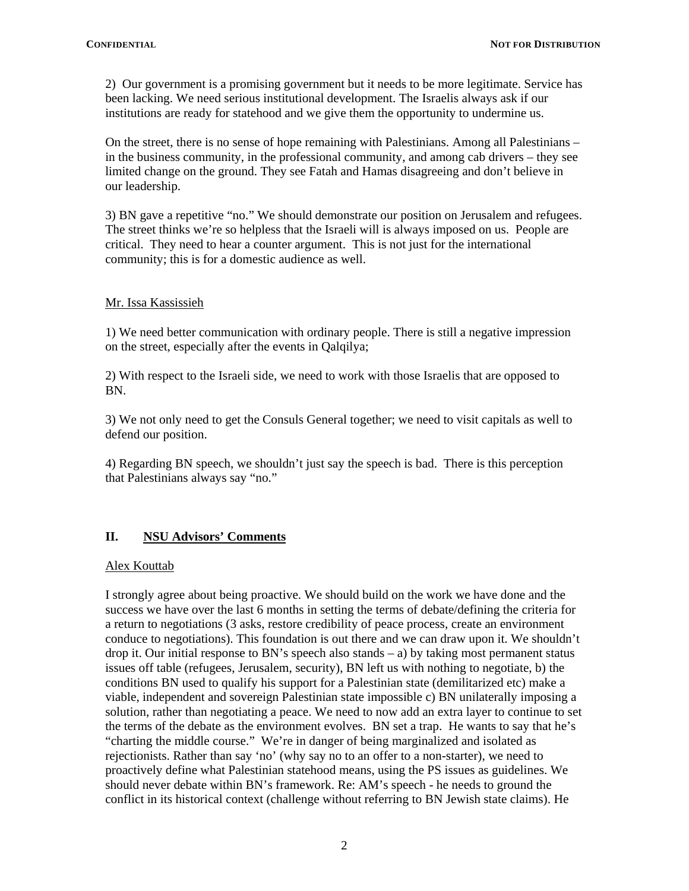2) Our government is a promising government but it needs to be more legitimate. Service has been lacking. We need serious institutional development. The Israelis always ask if our institutions are ready for statehood and we give them the opportunity to undermine us.

On the street, there is no sense of hope remaining with Palestinians. Among all Palestinians – in the business community, in the professional community, and among cab drivers – they see limited change on the ground. They see Fatah and Hamas disagreeing and don't believe in our leadership.

3) BN gave a repetitive "no." We should demonstrate our position on Jerusalem and refugees. The street thinks we're so helpless that the Israeli will is always imposed on us. People are critical. They need to hear a counter argument. This is not just for the international community; this is for a domestic audience as well.

<u>Mr. Issa Kassissieh</u>

1) We need better communication with ordinary people. There is still a negative impression on the street, especially after the events in Qalqilya;

2) With respect to the Israeli side, we need to work with those Israelis that are opposed to BN.

3) We not only need to get the Consuls General together; we need to visit capitals as well to defend our position.

4) Regarding BN speech, we shouldn't just say the speech is bad. There is this perception that Palestinians always say "no."

## II. <u>NSU Advisors' Comments</u>

<u>Alex Kouttab</u>

I strongly agree about being proactive. We should build on the work we have done and the success we have over the last 6 months in setting the terms of debate/defining the criteria for a return to negotiations (3 asks, restore credibility of peace process, create an environment conduce to negotiations). This foundation is out there and we can draw upon it. We shouldn't drop it. Our initial response to BN's speech also stands – a) by taking most permanent status issues off table (refugees, Jerusalem, security), BN left us with nothing to negotiate, b) the conditions BN used to qualify his support for a Palestinian state (demilitarized etc) make a viable, independent and sovereign Palestinian state impossible c) BN unilaterally imposing a solution, rather than negotiating a peace. We need to now add an extra layer to continue to set the terms of the debate as the environment evolves. BN set a trap. He wants to say that he's "charting the middle course." We're in danger of being marginalized and isolated as rejectionists. Rather than say 'no' (why say no to an offer to a non-starter), we need to proactively define what Palestinian statehood means, using the PS issues as guidelines. We should never debate within BN's framework. Re: AM's speech - he needs to ground the conflict in its historical context (challenge without referring to BN Jewish state claims). He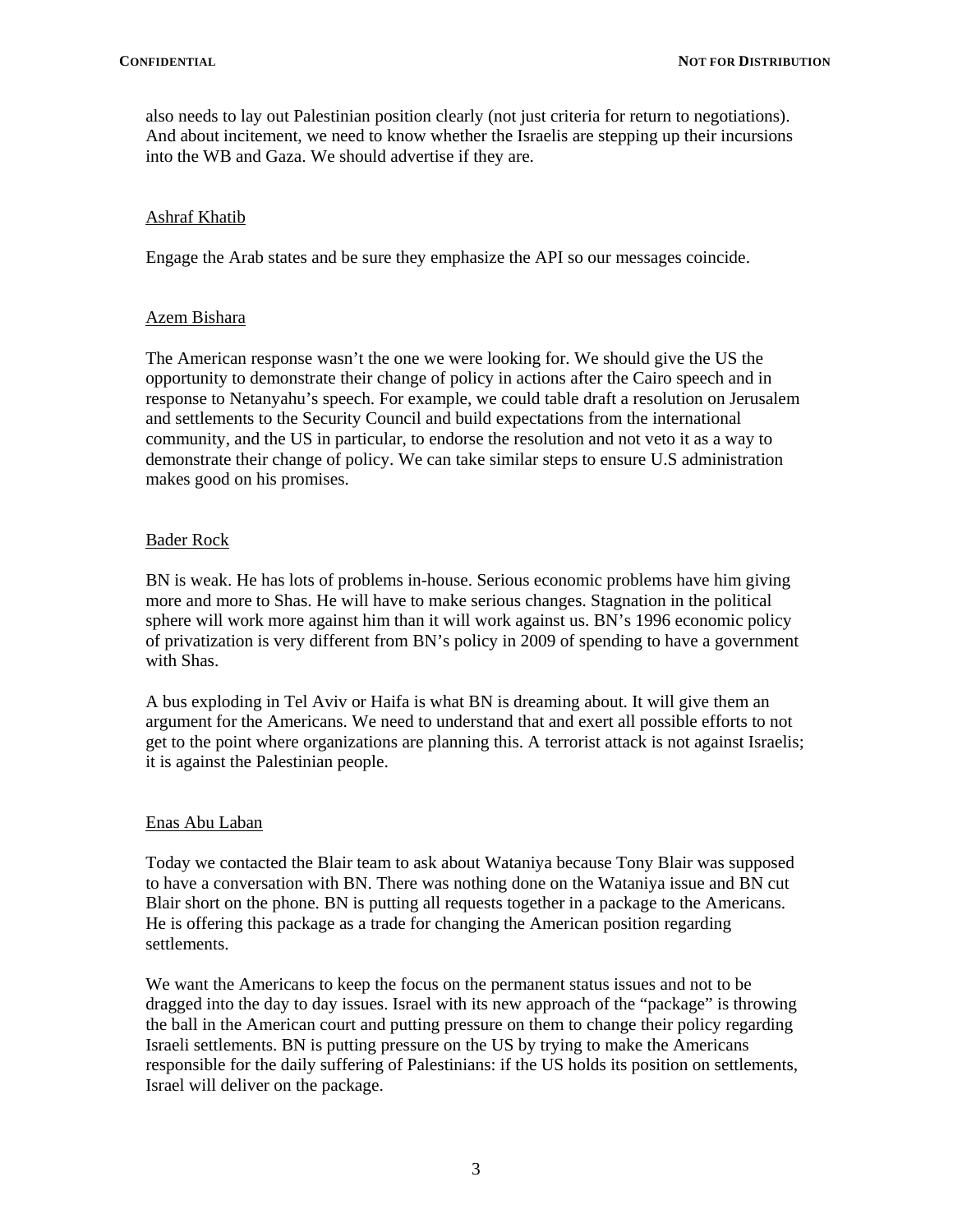also needs to lay out Palestinian position clearly (not just criteria for return to negotiations). And about incitement, we need to know whether the Israelis are stepping up their incursions into the WB and Gaza. We should advertise if they are.

Ashraf Khatib

Engage the Arab states and be sure they emphasize the API so our messages coincide.

Azem Bishara

The American response wasn't the one we were looking for. We should give the US the opportunity to demonstrate their change of policy in actions after the Cairo speech and in response to Netanyahu's speech. For example, we could table draft a resolution on Jerusalem and settlements to the Security Council and build expectations from the international community, and the US in particular, to endorse the resolution and not veto it as a way to demonstrate their change of policy. We can take similar steps to ensure U.S administration makes good on his promises.

Bader Rock

BN is weak. He has lots of problems in-house. Serious economic problems have him giving more and more to Shas. He will have to make serious changes. Stagnation in the political sphere will work more against him than it will work against us. BN's 1996 economic policy of privatization is very different from BN's policy in 2009 of spending to have a government with Shas.

A bus exploding in Tel Aviv or Haifa is what BN is dreaming about. It will give them an argument for the Americans. We need to understand that and exert all possible efforts to not get to the point where organizations are planning this. A terrorist attack is not against Israelis; it is against the Palestinian people.

Enas Abu Laban

Today we contacted the Blair team to ask about Wataniya because Tony Blair was supposed to have a conversation with BN. There was nothing done on the Wataniya issue and BN cut Blair short on the phone. BN is putting all requests together in a package to the Americans. He is offering this package as a trade for changing the American position regarding settlements.

We want the Americans to keep the focus on the permanent status issues and not to be dragged into the day to day issues. Israel with its new approach of the "package" is throwing the ball in the American court and putting pressure on them to change their policy regarding Israeli settlements. BN is putting pressure on the US by trying to make the Americans responsible for the daily suffering of Palestinians: if the US holds its position on settlements, Israel will deliver on the package.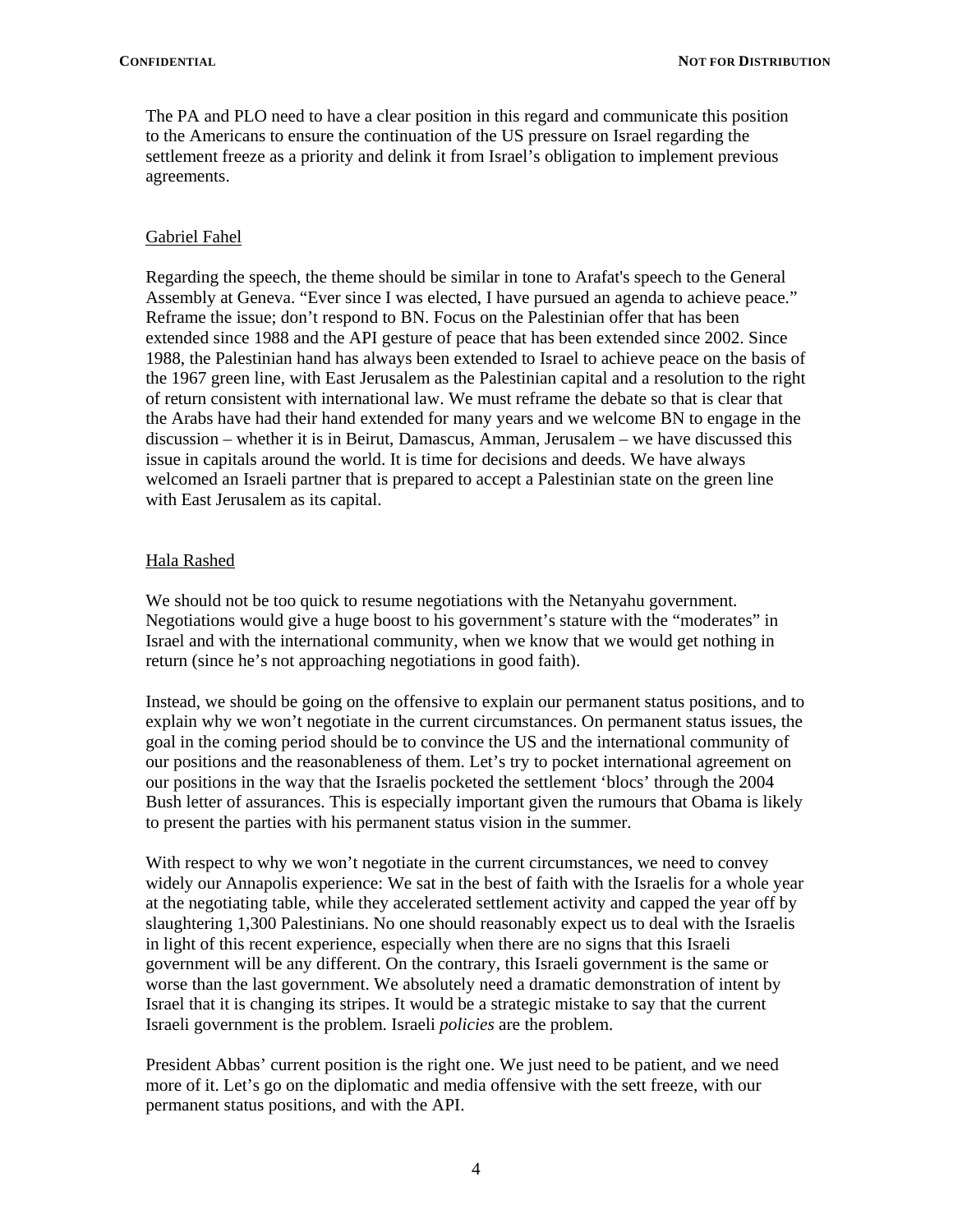The PA and PLO need to have a clear position in this regard and communicate this position to the Americans to ensure the continuation of the US pressure on Israel regarding the settlement freeze as a priority and delink it from Israel's obligation to implement previous agreements.

Gabriel Fahel

Regarding the speech, the theme should be similar in tone to Arafat's speech to the General Assembly at Geneva. "Ever since I was elected, I have pursued an agenda to achieve peace." Reframe the issue; don't respond to BN. Focus on the Palestinian offer that has been extended since 1988 and the API gesture of peace that has been extended since 2002. Since 1988, the Palestinian hand has always been extended to Israel to achieve peace on the basis of the 1967 green line, with East Jerusalem as the Palestinian capital and a resolution to the right of return consistent with international law. We must reframe the debate so that is clear that the Arabs have had their hand extended for many years and we welcome BN to engage in the discussion – whether it is in Beirut, Damascus, Amman, Jerusalem – we have discussed this issue in capitals around the world. It is time for decisions and deeds. We have always welcomed an Israeli partner that is prepared to accept a Palestinian state on the green line with East Jerusalem as its capital.

Hala Rashed

We should not be too quick to resume negotiations with the Netanyahu government. Negotiations would give a huge boost to his government's stature with the "moderates" in Israel and with the international community, when we know that we would get nothing in return (since he's not approaching negotiations in good faith).

Instead, we should be going on the offensive to explain our permanent status positions, and to explain why we won't negotiate in the current circumstances. On permanent status issues, the goal in the coming period should be to convince the US and the international community of our positions and the reasonableness of them. Let's try to pocket international agreement on our positions in the way that the Israelis pocketed the settlement 'blocs' through the 2004 Bush letter of assurances. This is especially important given the rumours that Obama is likely to present the parties with his permanent status vision in the summer.

With respect to why we won't negotiate in the current circumstances, we need to convey widely our Annapolis experience: We sat in the best of faith with the Israelis for a whole year at the negotiating table, while they accelerated settlement activity and capped the year off by slaughtering 1,300 Palestinians. No one should reasonably expect us to deal with the Israelis in light of this recent experience, especially when there are no signs that this Israeli government will be any different. On the contrary, this Israeli government is the same or worse than the last government. We absolutely need a dramatic demonstration of intent by Israel that it is changing its stripes. It would be a strategic mistake to say that the current Israeli government is the problem. Israeli *policies* are the problem.

President Abbas' current position is the right one. We just need to be patient, and we need more of it. Let's go on the diplomatic and media offensive with the sett freeze, with our permanent status positions, and with the API.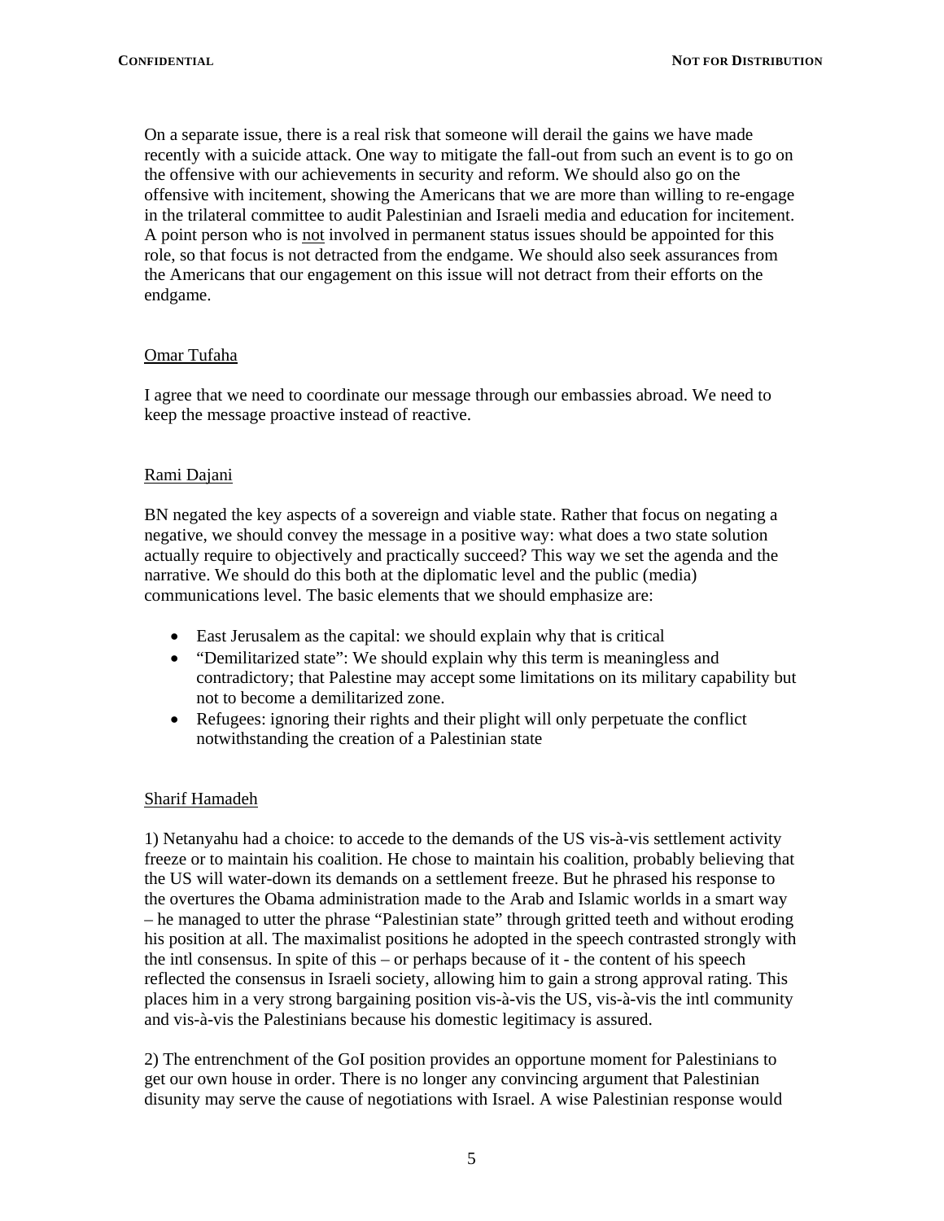On a separate issue, there is a real risk that someone will derail the gains we have made recently with a suicide attack. One way to mitigate the fall-out from such an event is to go on the offensive with our achievements in security and reform. We should also go on the offensive with incitement, showing the Americans that we are more than willing to re-engage in the trilateral committee to audit Palestinian and Israeli media and education for incitement. A point person who is <u>not</u> involved in permanent status issues should be appointed for this role, so that focus is not detracted from the endgame. We should also seek assurances from the Americans that our engagement on this issue will not detract from their efforts on the endgame.

<u>Omar Tufaha</u>

I agree that we need to coordinate our message through our embassies abroad. We need to keep the message proactive instead of reactive.

<u>Rami Dajani</u>

BN negated the key aspects of a sovereign and viable state. Rather that focus on negating a negative, we should convey the message in a positive way: what does a two state solution actually require to objectively and practically succeed? This way we set the agenda and the narrative. We should do this both at the diplomatic level and the public (media) communications level. The basic elements that we should emphasize are:

- East Jerusalem as the capital: we should explain why that is critical
- "Demilitarized state": We should explain why this term is meaningless and contradictory; that Palestine may accept some limitations on its military capability but not to become a demilitarized zone.
- Refugees: ignoring their rights and their plight will only perpetuate the conflict notwithstanding the creation of a Palestinian state

<u>Sharif Hamadeh</u>

1) Netanyahu had a choice: to accede to the demands of the US vis-à-vis settlement activity freeze or to maintain his coalition. He chose to maintain his coalition, probably believing that the US will water-down its demands on a settlement freeze. But he phrased his response to the overtures the Obama administration made to the Arab and Islamic worlds in a smart way – he managed to utter the phrase "Palestinian state" through gritted teeth and without eroding his position at all. The maximalist positions he adopted in the speech contrasted strongly with the intl consensus. In spite of this – or perhaps because of it - the content of his speech reflected the consensus in Israeli society, allowing him to gain a strong approval rating. This places him in a very strong bargaining position vis-à-vis the US, vis-à-vis the intl community and vis-à-vis the Palestinians because his domestic legitimacy is assured.

2) The entrenchment of the GoI position provides an opportune moment for Palestinians to get our own house in order. There is no longer any convincing argument that Palestinian disunity may serve the cause of negotiations with Israel. A wise Palestinian response would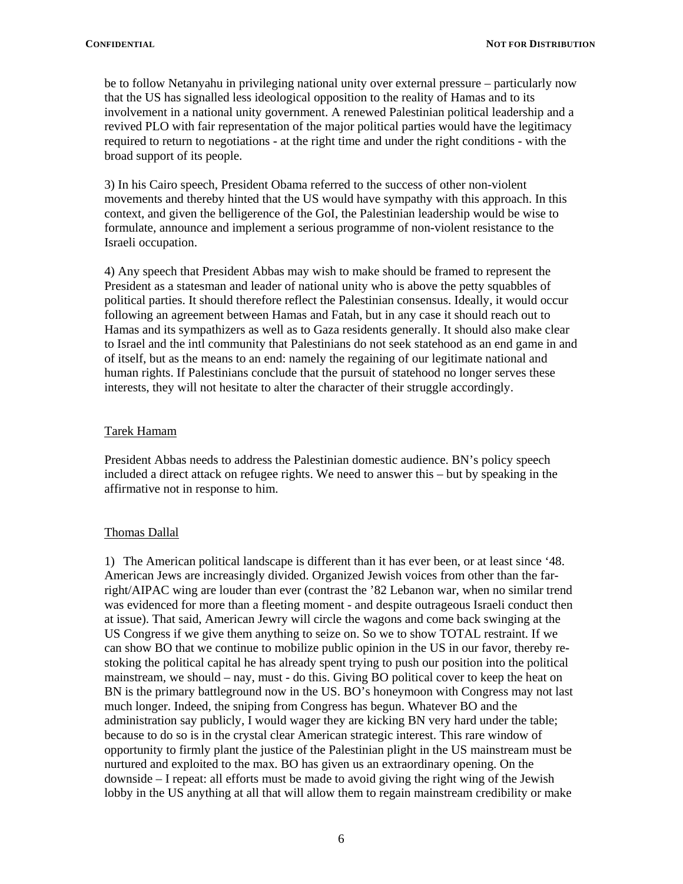be to follow Netanyahu in privileging national unity over external pressure – particularly now that the US has signalled less ideological opposition to the reality of Hamas and to its involvement in a national unity government. A renewed Palestinian political leadership and a revived PLO with fair representation of the major political parties would have the legitimacy required to return to negotiations - at the right time and under the right conditions - with the broad support of its people.

3) In his Cairo speech, President Obama referred to the success of other non-violent movements and thereby hinted that the US would have sympathy with this approach. In this context, and given the belligerence of the GoI, the Palestinian leadership would be wise to formulate, announce and implement a serious programme of non-violent resistance to the Israeli occupation.

4) Any speech that President Abbas may wish to make should be framed to represent the President as a statesman and leader of national unity who is above the petty squabbles of political parties. It should therefore reflect the Palestinian consensus. Ideally, it would occur following an agreement between Hamas and Fatah, but in any case it should reach out to Hamas and its sympathizers as well as to Gaza residents generally. It should also make clear to Israel and the intl community that Palestinians do not seek statehood as an end game in and of itself, but as the means to an end: namely the regaining of our legitimate national and human rights. If Palestinians conclude that the pursuit of statehood no longer serves these interests, they will not hesitate to alter the character of their struggle accordingly.

<u>Tarek Hamam</u>

President Abbas needs to address the Palestinian domestic audience. BN's policy speech included a direct attack on refugee rights. We need to answer this – but by speaking in the affirmative not in response to him.

<u>Thomas Dallal</u>

1) The American political landscape is different than it has ever been, or at least since '48. American Jews are increasingly divided. Organized Jewish voices from other than the far-right/AIPAC wing are louder than ever (contrast the '82 Lebanon war, when no similar trend was evidenced for more than a fleeting moment - and despite outrageous Israeli conduct then at issue). That said, American Jewry will circle the wagons and come back swinging at the US Congress if we give them anything to seize on. So we to show TOTAL restraint. If we can show BO that we continue to mobilize public opinion in the US in our favor, thereby re-stoking the political capital he has already spent trying to push our position into the political mainstream, we should – nay, must - do this. Giving BO political cover to keep the heat on BN is the primary battleground now in the US. BO's honeymoon with Congress may not last much longer. Indeed, the sniping from Congress has begun. Whatever BO and the administration say publicly, I would wager they are kicking BN very hard under the table; because to do so is in the crystal clear American strategic interest. This rare window of opportunity to firmly plant the justice of the Palestinian plight in the US mainstream must be nurtured and exploited to the max. BO has given us an extraordinary opening. On the downside – I repeat: all efforts must be made to avoid giving the right wing of the Jewish lobby in the US anything at all that will allow them to regain mainstream credibility or make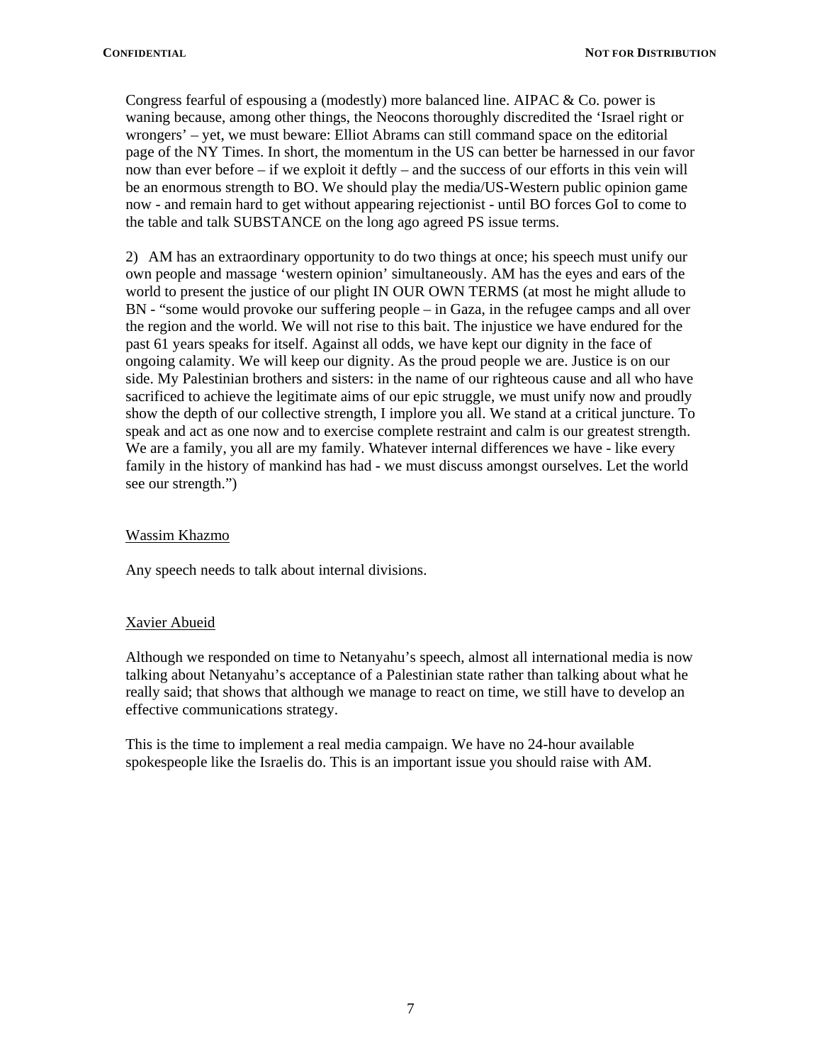Congress fearful of espousing a (modestly) more balanced line. AIPAC & Co. power is waning because, among other things, the Neocons thoroughly discredited the 'Israel right or wrongers' – yet, we must beware: Elliot Abrams can still command space on the editorial page of the NY Times. In short, the momentum in the US can better be harnessed in our favor now than ever before – if we exploit it deftly – and the success of our efforts in this vein will be an enormous strength to BO. We should play the media/US-Western public opinion game now - and remain hard to get without appearing rejectionist - until BO forces GoI to come to the table and talk SUBSTANCE on the long ago agreed PS issue terms.

2) AM has an extraordinary opportunity to do two things at once; his speech must unify our own people and massage 'western opinion' simultaneously. AM has the eyes and ears of the world to present the justice of our plight IN OUR OWN TERMS (at most he might allude to BN - "some would provoke our suffering people – in Gaza, in the refugee camps and all over the region and the world. We will not rise to this bait. The injustice we have endured for the past 61 years speaks for itself. Against all odds, we have kept our dignity in the face of ongoing calamity. We will keep our dignity. As the proud people we are. Justice is on our side. My Palestinian brothers and sisters: in the name of our righteous cause and all who have sacrificed to achieve the legitimate aims of our epic struggle, we must unify now and proudly show the depth of our collective strength, I implore you all. We stand at a critical juncture. To speak and act as one now and to exercise complete restraint and calm is our greatest strength. We are a family, you all are my family. Whatever internal differences we have - like every family in the history of mankind has had - we must discuss amongst ourselves. Let the world see our strength.")

<u>Wassim Khazmo</u>

Any speech needs to talk about internal divisions.

<u>Xavier Abueid</u>

Although we responded on time to Netanyahu's speech, almost all international media is now talking about Netanyahu's acceptance of a Palestinian state rather than talking about what he really said; that shows that although we manage to react on time, we still have to develop an effective communications strategy.

This is the time to implement a real media campaign. We have no 24-hour available spokespeople like the Israelis do. This is an important issue you should raise with AM.